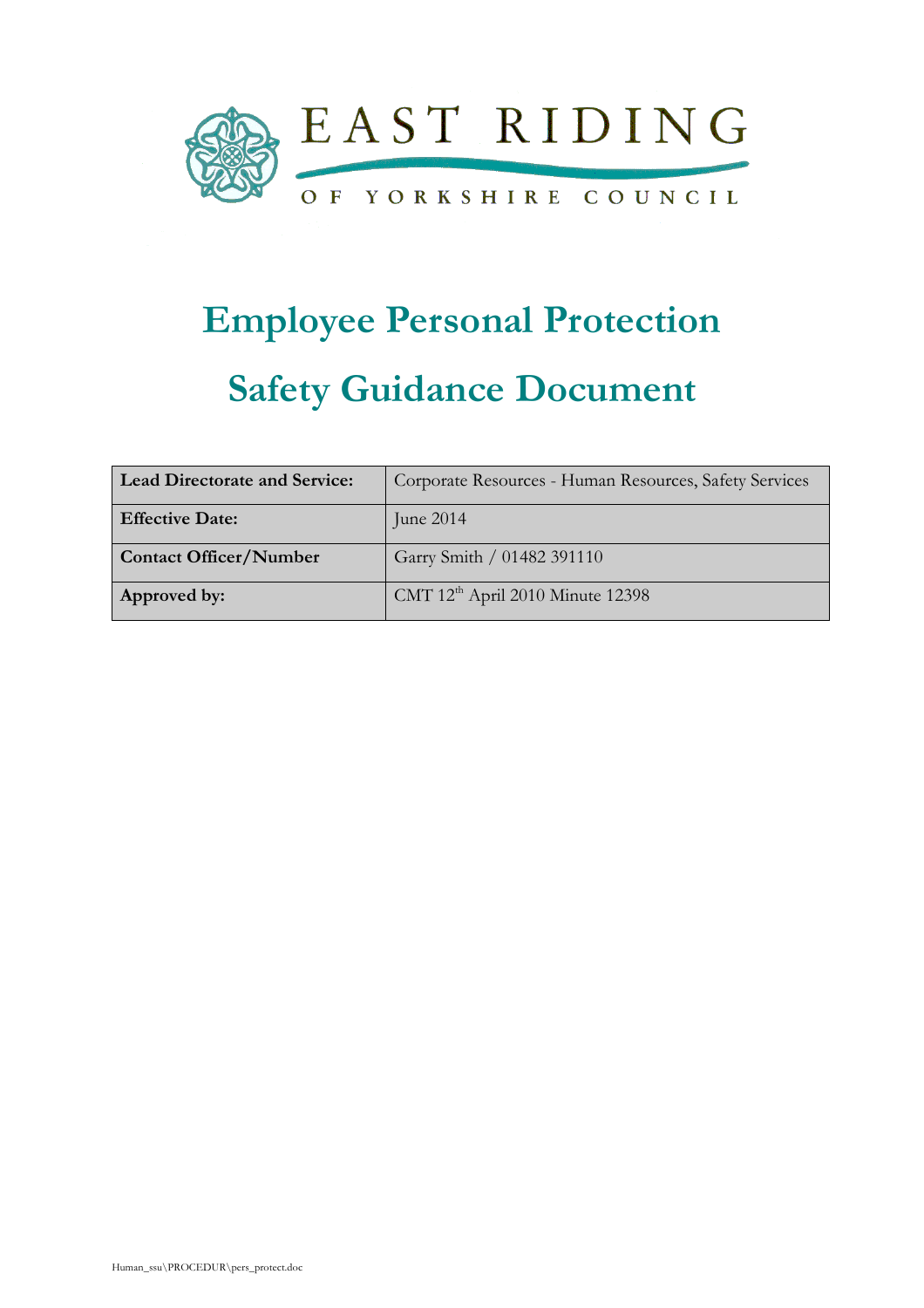EAST RIDING

OF YORKSHIRE COUNCIL

# Employee Personal Protection

# Safety Guidance Document

| Lead Directorate and Service: | Corporate Resources - Human Resources, Safety Services |
|---|---|
| Effective Date: | June 2014 |
| Contact Officer/Number | Garry Smith / 01482 391110 |
| Approved by: | CMT 12th April 2010 Minute 12398 |

Human_ssu\PROCEDUR\pers_protect.doc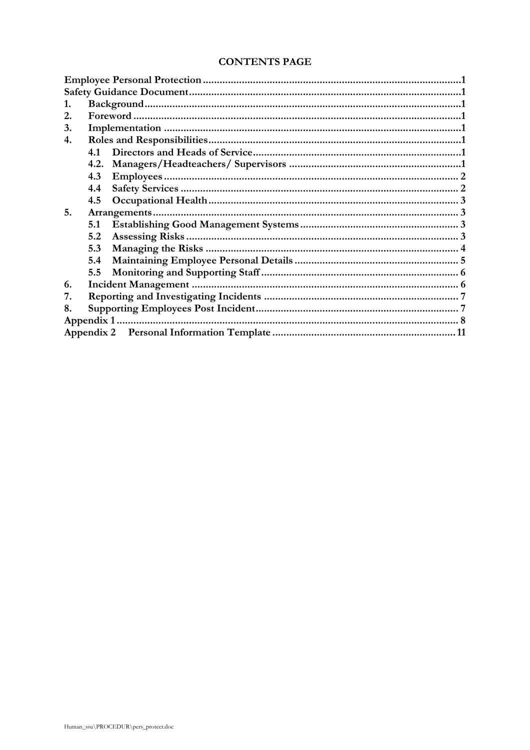# CONTENTS PAGE

| | |
|---|---|
| **Employee Personal Protection** | 1 |
| **Safety Guidance Document** | 1 |
| **1. Background** | 1 |
| **2. Foreword** | 1 |
| **3. Implementation** | 1 |
| **4. Roles and Responsibilities** | 1 |
| **4.1 Directors and Heads of Service** | 1 |
| **4.2. Managers/Headteachers/ Supervisors** | 1 |
| **4.3 Employees** | 2 |
| **4.4 Safety Services** | 2 |
| **4.5 Occupational Health** | 3 |
| **5. Arrangements** | 3 |
| **5.1 Establishing Good Management Systems** | 3 |
| **5.2 Assessing Risks** | 3 |
| **5.3 Managing the Risks** | 4 |
| **5.4 Maintaining Employee Personal Details** | 5 |
| **5.5 Monitoring and Supporting Staff** | 6 |
| **6. Incident Management** | 6 |
| **7. Reporting and Investigating Incidents** | 7 |
| **8. Supporting Employees Post Incident** | 7 |
| **Appendix 1** | 8 |
| **Appendix 2 Personal Information Template** | 11 |

Human_ssu\PROCEDUR\pers_protect.doc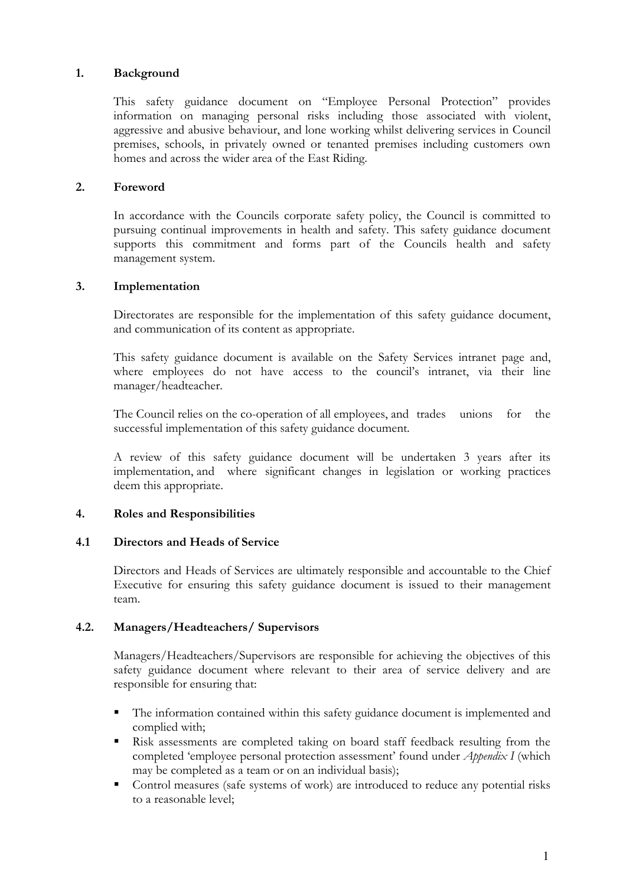## 1. Background

This safety guidance document on "Employee Personal Protection" provides information on managing personal risks including those associated with violent, aggressive and abusive behaviour, and lone working whilst delivering services in Council premises, schools, in privately owned or tenanted premises including customers own homes and across the wider area of the East Riding.

## 2. Foreword

In accordance with the Councils corporate safety policy, the Council is committed to pursuing continual improvements in health and safety. This safety guidance document supports this commitment and forms part of the Councils health and safety management system.

## 3. Implementation

Directorates are responsible for the implementation of this safety guidance document, and communication of its content as appropriate.

This safety guidance document is available on the Safety Services intranet page and, where employees do not have access to the council's intranet, via their line manager/headteacher.

The Council relies on the co-operation of all employees, and trades unions for the successful implementation of this safety guidance document.

A review of this safety guidance document will be undertaken 3 years after its implementation, and where significant changes in legislation or working practices deem this appropriate.

## 4. Roles and Responsibilities

### 4.1 Directors and Heads of Service

Directors and Heads of Services are ultimately responsible and accountable to the Chief Executive for ensuring this safety guidance document is issued to their management team.

### 4.2. Managers/Headteachers/ Supervisors

Managers/Headteachers/Supervisors are responsible for achieving the objectives of this safety guidance document where relevant to their area of service delivery and are responsible for ensuring that:

- The information contained within this safety guidance document is implemented and complied with;
- Risk assessments are completed taking on board staff feedback resulting from the completed 'employee personal protection assessment' found under *Appendix I* (which may be completed as a team or on an individual basis);
- Control measures (safe systems of work) are introduced to reduce any potential risks to a reasonable level;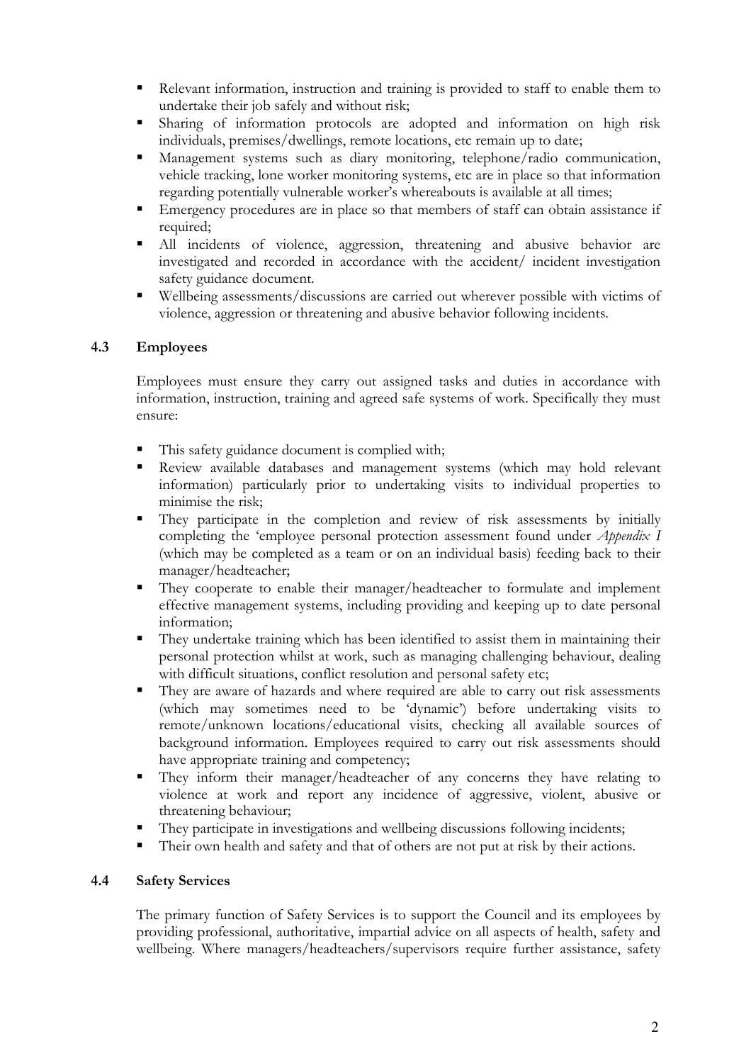- Relevant information, instruction and training is provided to staff to enable them to undertake their job safely and without risk;
- Sharing of information protocols are adopted and information on high risk individuals, premises/dwellings, remote locations, etc remain up to date;
- Management systems such as diary monitoring, telephone/radio communication, vehicle tracking, lone worker monitoring systems, etc are in place so that information regarding potentially vulnerable worker's whereabouts is available at all times;
- Emergency procedures are in place so that members of staff can obtain assistance if required;
- All incidents of violence, aggression, threatening and abusive behavior are investigated and recorded in accordance with the accident/ incident investigation safety guidance document.
- Wellbeing assessments/discussions are carried out wherever possible with victims of violence, aggression or threatening and abusive behavior following incidents.

### 4.3 Employees

Employees must ensure they carry out assigned tasks and duties in accordance with information, instruction, training and agreed safe systems of work. Specifically they must ensure:

- This safety guidance document is complied with;
- Review available databases and management systems (which may hold relevant information) particularly prior to undertaking visits to individual properties to minimise the risk;
- They participate in the completion and review of risk assessments by initially completing the 'employee personal protection assessment found under *Appendix I* (which may be completed as a team or on an individual basis) feeding back to their manager/headteacher;
- They cooperate to enable their manager/headteacher to formulate and implement effective management systems, including providing and keeping up to date personal information;
- They undertake training which has been identified to assist them in maintaining their personal protection whilst at work, such as managing challenging behaviour, dealing with difficult situations, conflict resolution and personal safety etc;
- They are aware of hazards and where required are able to carry out risk assessments (which may sometimes need to be 'dynamic') before undertaking visits to remote/unknown locations/educational visits, checking all available sources of background information. Employees required to carry out risk assessments should have appropriate training and competency;
- They inform their manager/headteacher of any concerns they have relating to violence at work and report any incidence of aggressive, violent, abusive or threatening behaviour;
- They participate in investigations and wellbeing discussions following incidents;
- Their own health and safety and that of others are not put at risk by their actions.

### 4.4 Safety Services

The primary function of Safety Services is to support the Council and its employees by providing professional, authoritative, impartial advice on all aspects of health, safety and wellbeing. Where managers/headteachers/supervisors require further assistance, safety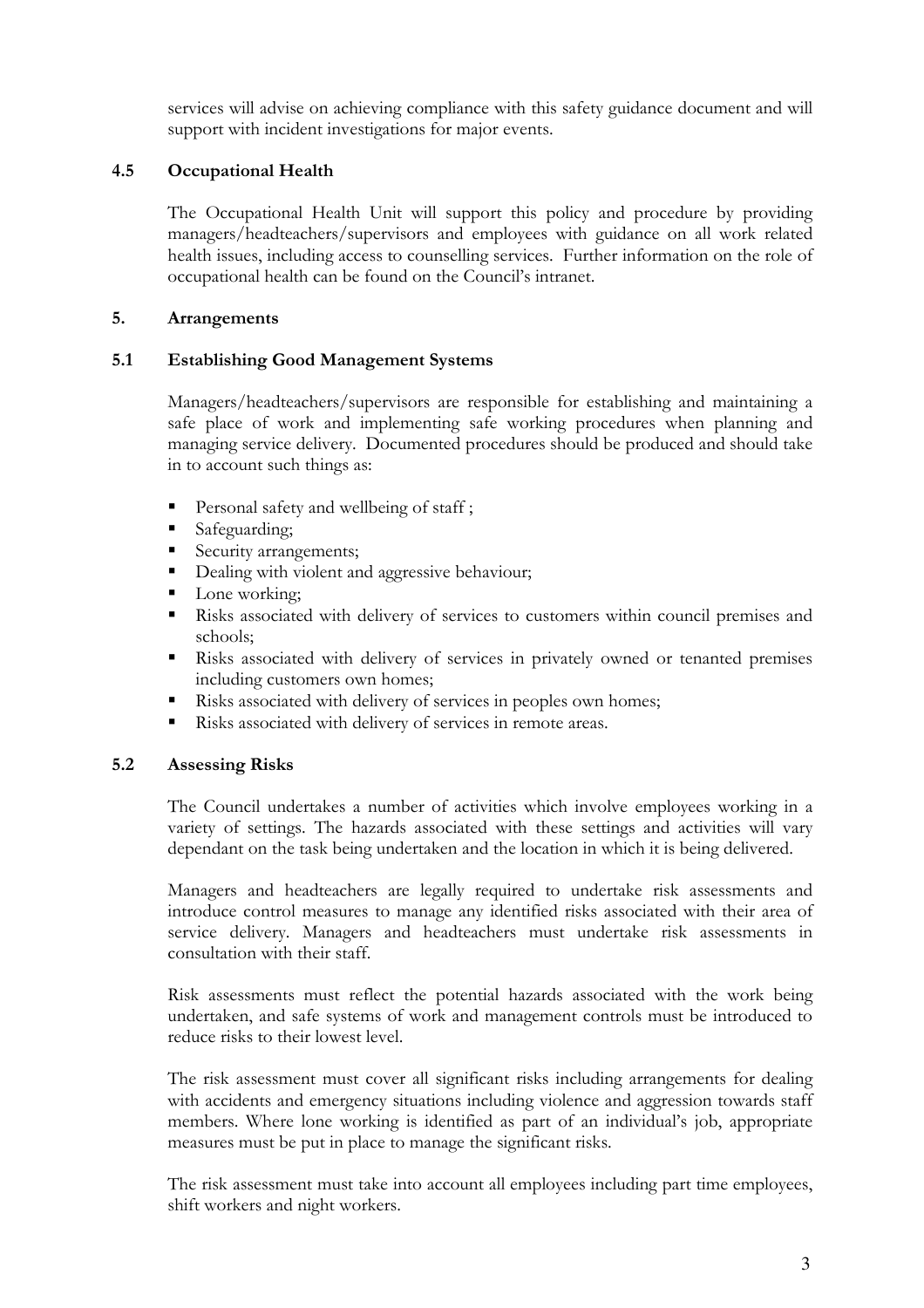services will advise on achieving compliance with this safety guidance document and will support with incident investigations for major events.

### 4.5 Occupational Health

The Occupational Health Unit will support this policy and procedure by providing managers/headteachers/supervisors and employees with guidance on all work related health issues, including access to counselling services. Further information on the role of occupational health can be found on the Council's intranet.

## 5. Arrangements

### 5.1 Establishing Good Management Systems

Managers/headteachers/supervisors are responsible for establishing and maintaining a safe place of work and implementing safe working procedures when planning and managing service delivery. Documented procedures should be produced and should take in to account such things as:

- Personal safety and wellbeing of staff ;
- Safeguarding;
- Security arrangements;
- Dealing with violent and aggressive behaviour;
- Lone working;
- Risks associated with delivery of services to customers within council premises and schools;
- Risks associated with delivery of services in privately owned or tenanted premises including customers own homes;
- Risks associated with delivery of services in peoples own homes;
- Risks associated with delivery of services in remote areas.

### 5.2 Assessing Risks

The Council undertakes a number of activities which involve employees working in a variety of settings. The hazards associated with these settings and activities will vary dependant on the task being undertaken and the location in which it is being delivered.

Managers and headteachers are legally required to undertake risk assessments and introduce control measures to manage any identified risks associated with their area of service delivery. Managers and headteachers must undertake risk assessments in consultation with their staff.

Risk assessments must reflect the potential hazards associated with the work being undertaken, and safe systems of work and management controls must be introduced to reduce risks to their lowest level.

The risk assessment must cover all significant risks including arrangements for dealing with accidents and emergency situations including violence and aggression towards staff members. Where lone working is identified as part of an individual's job, appropriate measures must be put in place to manage the significant risks.

The risk assessment must take into account all employees including part time employees, shift workers and night workers.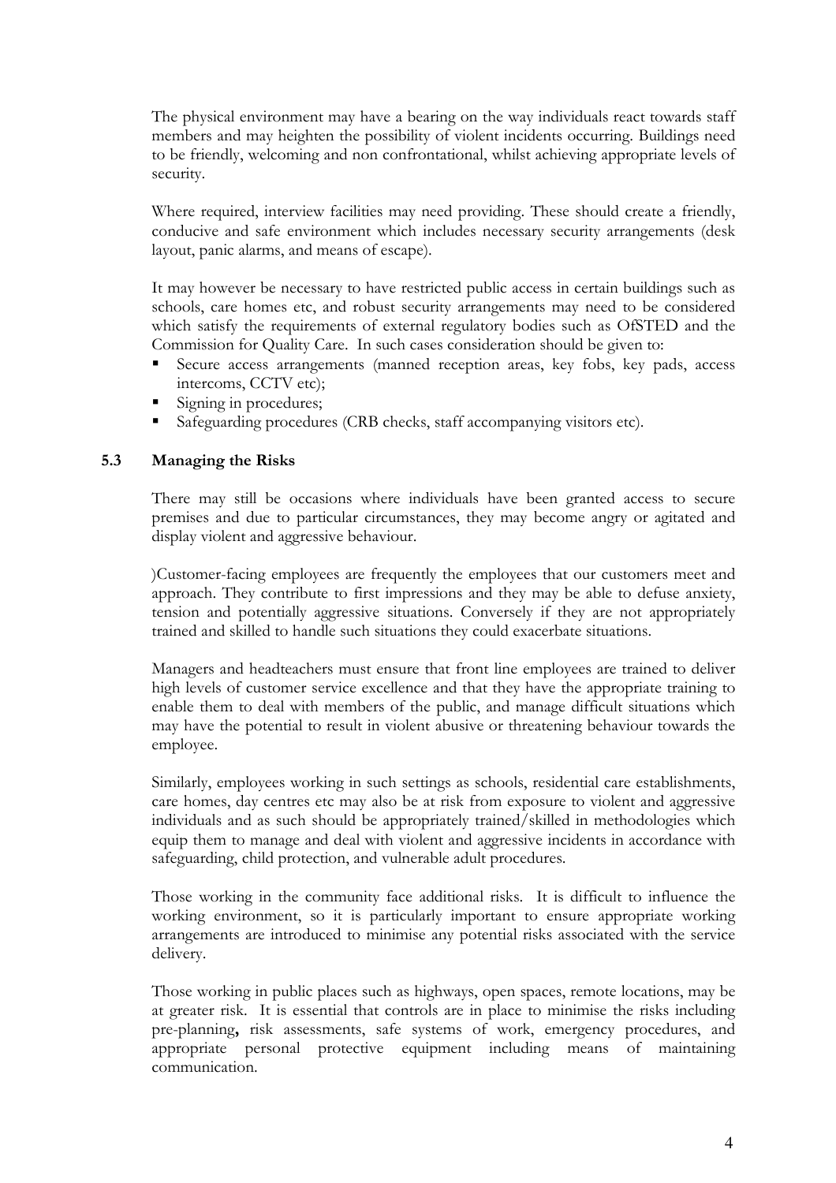The physical environment may have a bearing on the way individuals react towards staff members and may heighten the possibility of violent incidents occurring. Buildings need to be friendly, welcoming and non confrontational, whilst achieving appropriate levels of security.

Where required, interview facilities may need providing. These should create a friendly, conducive and safe environment which includes necessary security arrangements (desk layout, panic alarms, and means of escape).

It may however be necessary to have restricted public access in certain buildings such as schools, care homes etc, and robust security arrangements may need to be considered which satisfy the requirements of external regulatory bodies such as OfSTED and the Commission for Quality Care. In such cases consideration should be given to:

- Secure access arrangements (manned reception areas, key fobs, key pads, access intercoms, CCTV etc);
- Signing in procedures;
- Safeguarding procedures (CRB checks, staff accompanying visitors etc).

### 5.3 Managing the Risks

There may still be occasions where individuals have been granted access to secure premises and due to particular circumstances, they may become angry or agitated and display violent and aggressive behaviour.

)Customer-facing employees are frequently the employees that our customers meet and approach. They contribute to first impressions and they may be able to defuse anxiety, tension and potentially aggressive situations. Conversely if they are not appropriately trained and skilled to handle such situations they could exacerbate situations.

Managers and headteachers must ensure that front line employees are trained to deliver high levels of customer service excellence and that they have the appropriate training to enable them to deal with members of the public, and manage difficult situations which may have the potential to result in violent abusive or threatening behaviour towards the employee.

Similarly, employees working in such settings as schools, residential care establishments, care homes, day centres etc may also be at risk from exposure to violent and aggressive individuals and as such should be appropriately trained/skilled in methodologies which equip them to manage and deal with violent and aggressive incidents in accordance with safeguarding, child protection, and vulnerable adult procedures.

Those working in the community face additional risks. It is difficult to influence the working environment, so it is particularly important to ensure appropriate working arrangements are introduced to minimise any potential risks associated with the service delivery.

Those working in public places such as highways, open spaces, remote locations, may be at greater risk. It is essential that controls are in place to minimise the risks including pre-planning**,** risk assessments, safe systems of work, emergency procedures, and appropriate personal protective equipment including means of maintaining communication.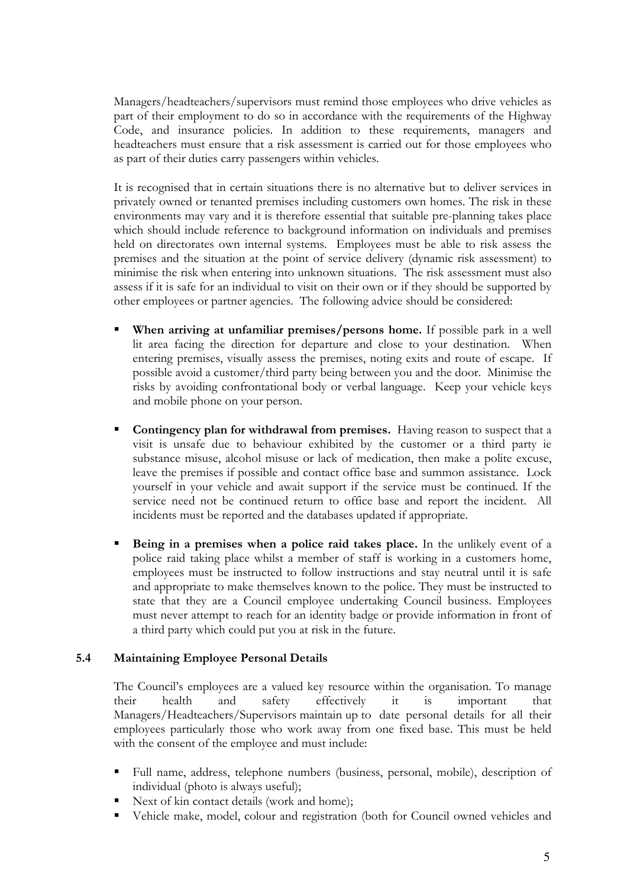Managers/headteachers/supervisors must remind those employees who drive vehicles as part of their employment to do so in accordance with the requirements of the Highway Code, and insurance policies. In addition to these requirements, managers and headteachers must ensure that a risk assessment is carried out for those employees who as part of their duties carry passengers within vehicles.

It is recognised that in certain situations there is no alternative but to deliver services in privately owned or tenanted premises including customers own homes. The risk in these environments may vary and it is therefore essential that suitable pre-planning takes place which should include reference to background information on individuals and premises held on directorates own internal systems. Employees must be able to risk assess the premises and the situation at the point of service delivery (dynamic risk assessment) to minimise the risk when entering into unknown situations. The risk assessment must also assess if it is safe for an individual to visit on their own or if they should be supported by other employees or partner agencies. The following advice should be considered:

- **When arriving at unfamiliar premises/persons home.** If possible park in a well lit area facing the direction for departure and close to your destination. When entering premises, visually assess the premises, noting exits and route of escape. If possible avoid a customer/third party being between you and the door. Minimise the risks by avoiding confrontational body or verbal language. Keep your vehicle keys and mobile phone on your person.

- **Contingency plan for withdrawal from premises.** Having reason to suspect that a visit is unsafe due to behaviour exhibited by the customer or a third party ie substance misuse, alcohol misuse or lack of medication, then make a polite excuse, leave the premises if possible and contact office base and summon assistance. Lock yourself in your vehicle and await support if the service must be continued. If the service need not be continued return to office base and report the incident. All incidents must be reported and the databases updated if appropriate.

- **Being in a premises when a police raid takes place.** In the unlikely event of a police raid taking place whilst a member of staff is working in a customers home, employees must be instructed to follow instructions and stay neutral until it is safe and appropriate to make themselves known to the police. They must be instructed to state that they are a Council employee undertaking Council business. Employees must never attempt to reach for an identity badge or provide information in front of a third party which could put you at risk in the future.

### 5.4 Maintaining Employee Personal Details

The Council's employees are a valued key resource within the organisation. To manage their health and safety effectively it is important that Managers/Headteachers/Supervisors maintain up to date personal details for all their employees particularly those who work away from one fixed base. This must be held with the consent of the employee and must include:

- Full name, address, telephone numbers (business, personal, mobile), description of individual (photo is always useful);
- Next of kin contact details (work and home);
- Vehicle make, model, colour and registration (both for Council owned vehicles and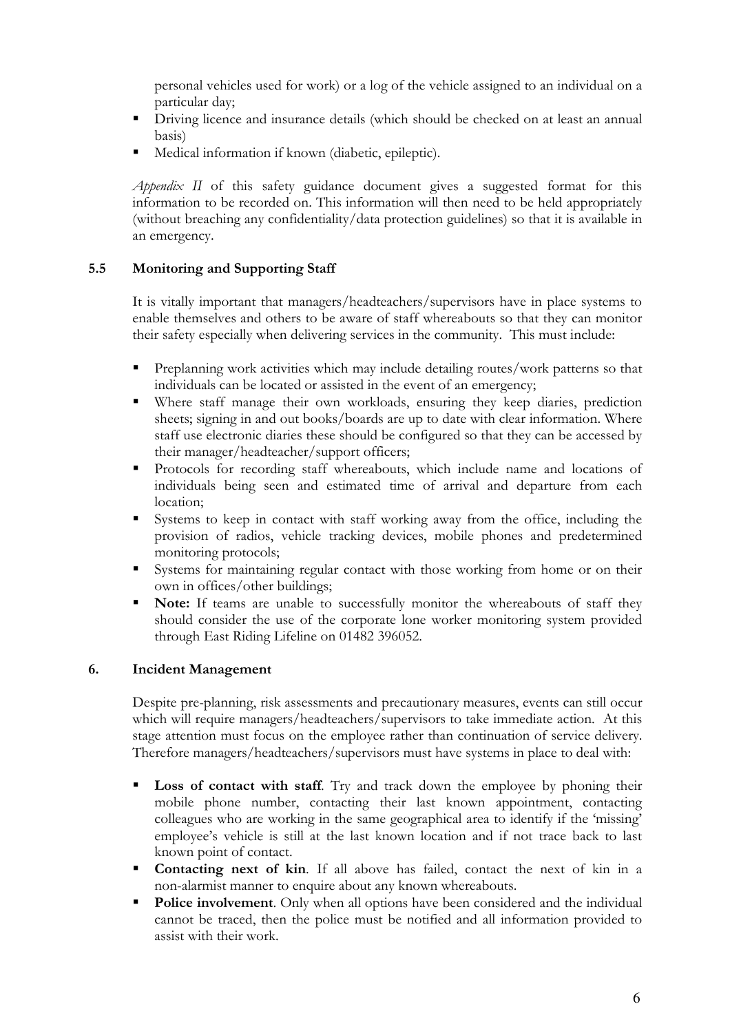personal vehicles used for work) or a log of the vehicle assigned to an individual on a particular day;

- Driving licence and insurance details (which should be checked on at least an annual basis)
- Medical information if known (diabetic, epileptic).

*Appendix II* of this safety guidance document gives a suggested format for this information to be recorded on. This information will then need to be held appropriately (without breaching any confidentiality/data protection guidelines) so that it is available in an emergency.

### 5.5 Monitoring and Supporting Staff

It is vitally important that managers/headteachers/supervisors have in place systems to enable themselves and others to be aware of staff whereabouts so that they can monitor their safety especially when delivering services in the community. This must include:

- Preplanning work activities which may include detailing routes/work patterns so that individuals can be located or assisted in the event of an emergency;
- Where staff manage their own workloads, ensuring they keep diaries, prediction sheets; signing in and out books/boards are up to date with clear information. Where staff use electronic diaries these should be configured so that they can be accessed by their manager/headteacher/support officers;
- Protocols for recording staff whereabouts, which include name and locations of individuals being seen and estimated time of arrival and departure from each location;
- Systems to keep in contact with staff working away from the office, including the provision of radios, vehicle tracking devices, mobile phones and predetermined monitoring protocols;
- Systems for maintaining regular contact with those working from home or on their own in offices/other buildings;
- **Note:** If teams are unable to successfully monitor the whereabouts of staff they should consider the use of the corporate lone worker monitoring system provided through East Riding Lifeline on 01482 396052.

## 6. Incident Management

Despite pre-planning, risk assessments and precautionary measures, events can still occur which will require managers/headteachers/supervisors to take immediate action. At this stage attention must focus on the employee rather than continuation of service delivery. Therefore managers/headteachers/supervisors must have systems in place to deal with:

- **Loss of contact with staff**. Try and track down the employee by phoning their mobile phone number, contacting their last known appointment, contacting colleagues who are working in the same geographical area to identify if the 'missing' employee's vehicle is still at the last known location and if not trace back to last known point of contact.
- **Contacting next of kin**. If all above has failed, contact the next of kin in a non-alarmist manner to enquire about any known whereabouts.
- **Police involvement**. Only when all options have been considered and the individual cannot be traced, then the police must be notified and all information provided to assist with their work.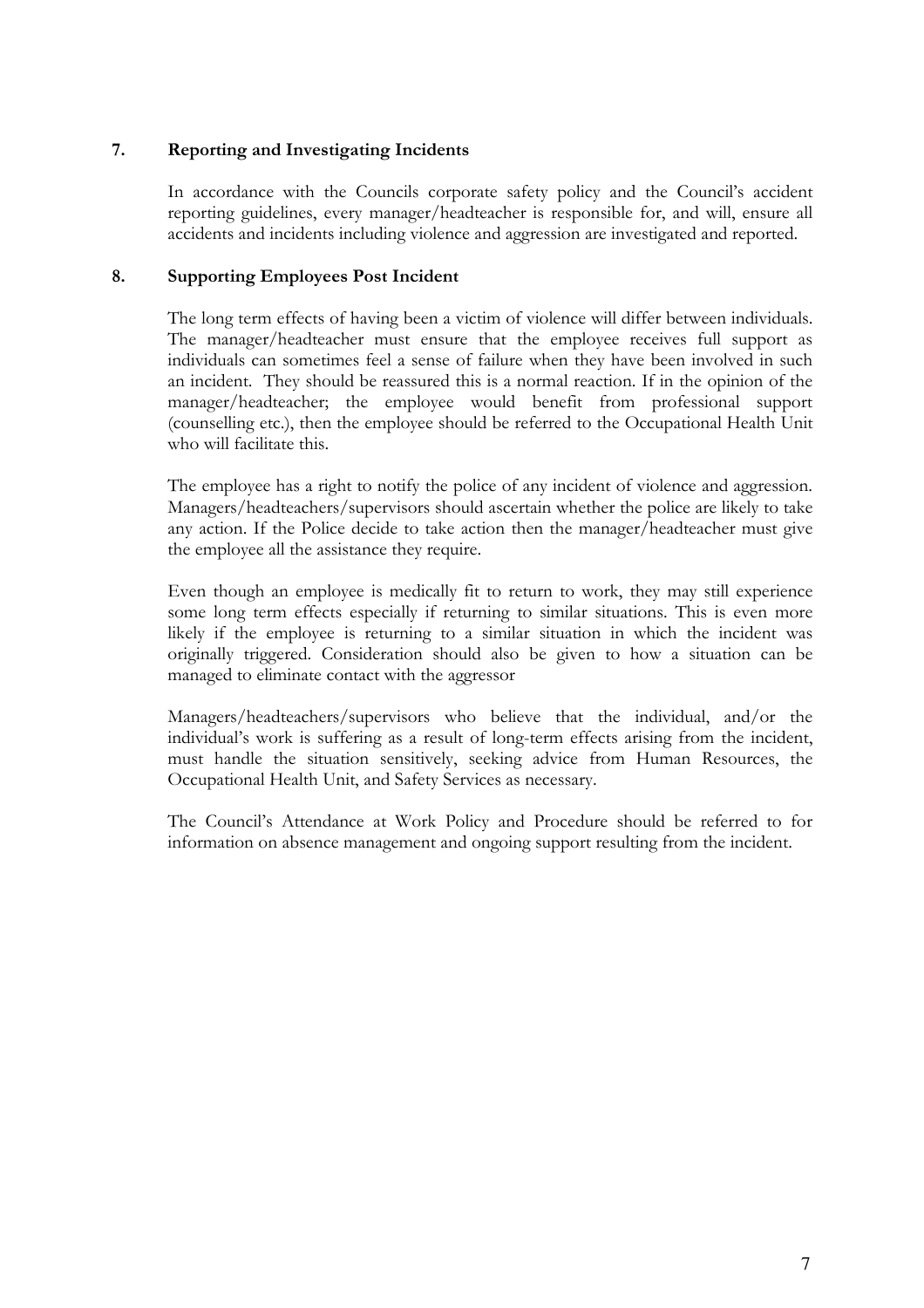## 7. Reporting and Investigating Incidents

In accordance with the Councils corporate safety policy and the Council's accident reporting guidelines, every manager/headteacher is responsible for, and will, ensure all accidents and incidents including violence and aggression are investigated and reported.

## 8. Supporting Employees Post Incident

The long term effects of having been a victim of violence will differ between individuals. The manager/headteacher must ensure that the employee receives full support as individuals can sometimes feel a sense of failure when they have been involved in such an incident. They should be reassured this is a normal reaction. If in the opinion of the manager/headteacher; the employee would benefit from professional support (counselling etc.), then the employee should be referred to the Occupational Health Unit who will facilitate this.

The employee has a right to notify the police of any incident of violence and aggression. Managers/headteachers/supervisors should ascertain whether the police are likely to take any action. If the Police decide to take action then the manager/headteacher must give the employee all the assistance they require.

Even though an employee is medically fit to return to work, they may still experience some long term effects especially if returning to similar situations. This is even more likely if the employee is returning to a similar situation in which the incident was originally triggered. Consideration should also be given to how a situation can be managed to eliminate contact with the aggressor

Managers/headteachers/supervisors who believe that the individual, and/or the individual's work is suffering as a result of long-term effects arising from the incident, must handle the situation sensitively, seeking advice from Human Resources, the Occupational Health Unit, and Safety Services as necessary.

The Council's Attendance at Work Policy and Procedure should be referred to for information on absence management and ongoing support resulting from the incident.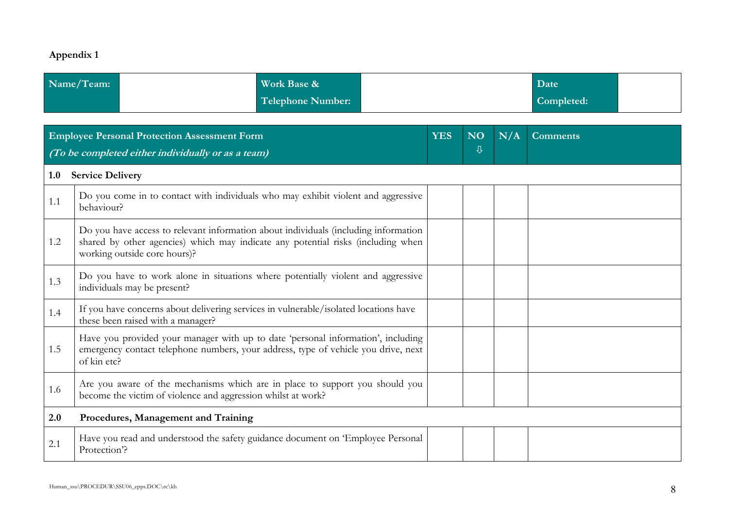**Appendix 1**

| Name/Team: | | Work Base & Telephone Number: | | Date Completed: | |
|---|---|---|---|---|---|

| | **Employee Personal Protection Assessment Form** *(To be completed either individually or as a team)* | **YES** | **NO** ⇩ | **N/A** | **Comments** |
|---|---|---|---|---|---|
| **1.0** | **Service Delivery** | | | | |
| 1.1 | Do you come in to contact with individuals who may exhibit violent and aggressive behaviour? | | | | |
| 1.2 | Do you have access to relevant information about individuals (including information shared by other agencies) which may indicate any potential risks (including when working outside core hours)? | | | | |
| 1.3 | Do you have to work alone in situations where potentially violent and aggressive individuals may be present? | | | | |
| 1.4 | If you have concerns about delivering services in vulnerable/isolated locations have these been raised with a manager? | | | | |
| 1.5 | Have you provided your manager with up to date 'personal information', including emergency contact telephone numbers, your address, type of vehicle you drive, next of kin etc? | | | | |
| 1.6 | Are you aware of the mechanisms which are in place to support you should you become the victim of violence and aggression whilst at work? | | | | |
| **2.0** | **Procedures, Management and Training** | | | | |
| 2.1 | Have you read and understood the safety guidance document on 'Employee Personal Protection'? | | | | |

Human_ssu\PROCEDUR\SSU06_epps.DOC\rc\kh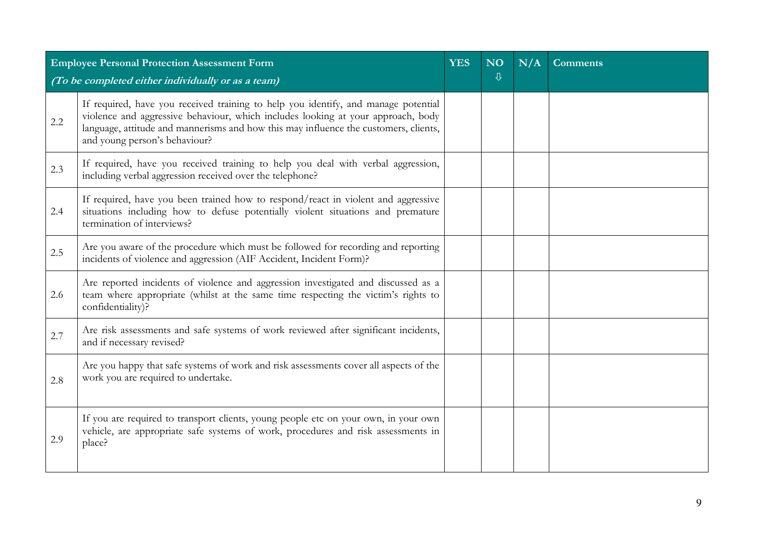| | **Employee Personal Protection Assessment Form**<br>***(To be completed either individually or as a team)*** | **YES** | **NO ⇩** | **N/A** | **Comments** |
|---|---|---|---|---|---|
| 2.2 | If required, have you received training to help you identify, and manage potential violence and aggressive behaviour, which includes looking at your approach, body language, attitude and mannerisms and how this may influence the customers, clients, and young person's behaviour? | | | | |
| 2.3 | If required, have you received training to help you deal with verbal aggression, including verbal aggression received over the telephone? | | | | |
| 2.4 | If required, have you been trained how to respond/react in violent and aggressive situations including how to defuse potentially violent situations and premature termination of interviews? | | | | |
| 2.5 | Are you aware of the procedure which must be followed for recording and reporting incidents of violence and aggression (AIF Accident, Incident Form)? | | | | |
| 2.6 | Are reported incidents of violence and aggression investigated and discussed as a team where appropriate (whilst at the same time respecting the victim's rights to confidentiality)? | | | | |
| 2.7 | Are risk assessments and safe systems of work reviewed after significant incidents, and if necessary revised? | | | | |
| 2.8 | Are you happy that safe systems of work and risk assessments cover all aspects of the work you are required to undertake. | | | | |
| 2.9 | If you are required to transport clients, young people etc on your own, in your own vehicle, are appropriate safe systems of work, procedures and risk assessments in place? | | | | |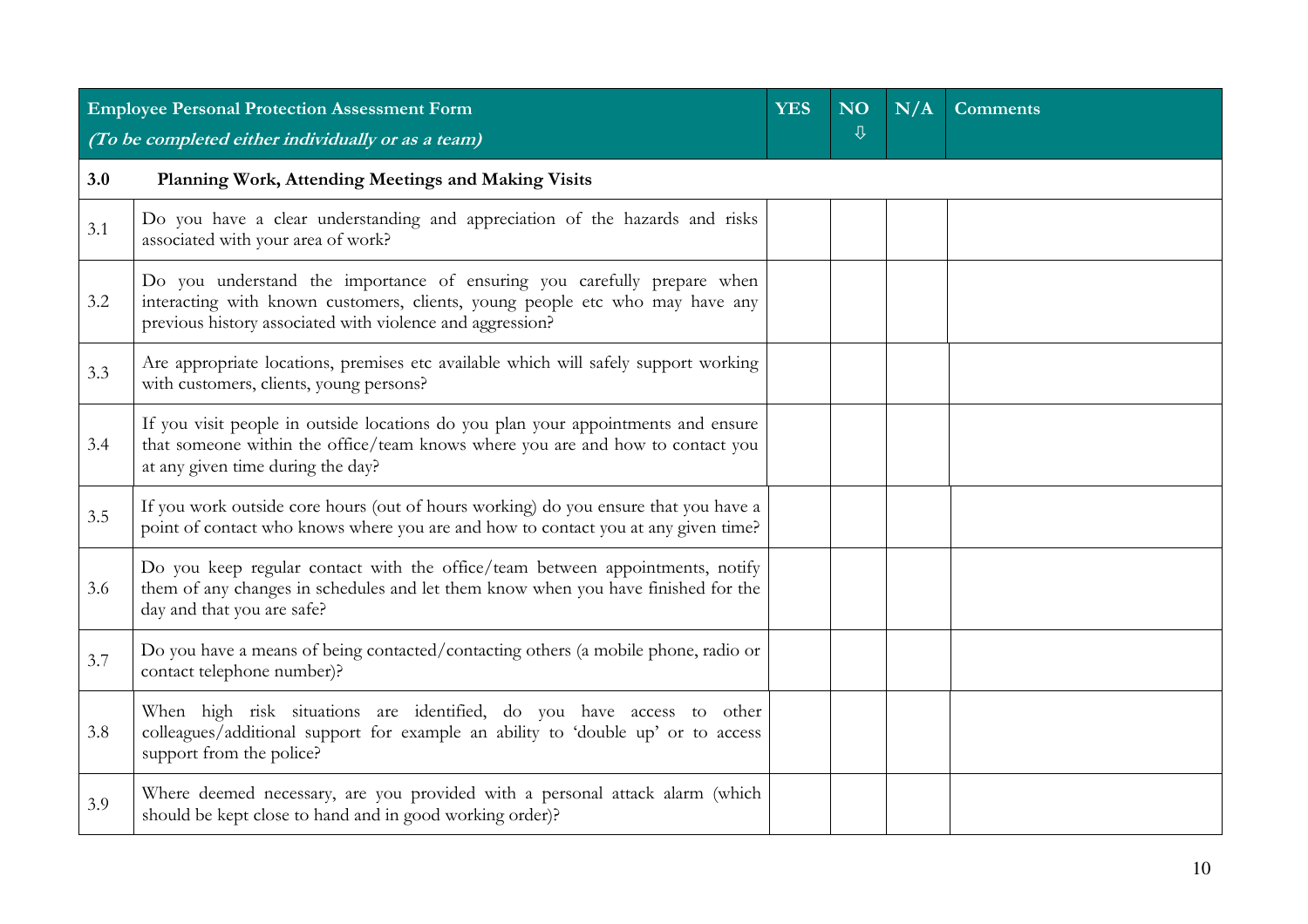| Employee Personal Protection Assessment Form *(To be completed either individually or as a team)* | | YES | NO ⇩ | N/A | Comments |
|---|---|---|---|---|---|
| **3.0** | **Planning Work, Attending Meetings and Making Visits** | | | | |
| 3.1 | Do you have a clear understanding and appreciation of the hazards and risks associated with your area of work? | | | | |
| 3.2 | Do you understand the importance of ensuring you carefully prepare when interacting with known customers, clients, young people etc who may have any previous history associated with violence and aggression? | | | | |
| 3.3 | Are appropriate locations, premises etc available which will safely support working with customers, clients, young persons? | | | | |
| 3.4 | If you visit people in outside locations do you plan your appointments and ensure that someone within the office/team knows where you are and how to contact you at any given time during the day? | | | | |
| 3.5 | If you work outside core hours (out of hours working) do you ensure that you have a point of contact who knows where you are and how to contact you at any given time? | | | | |
| 3.6 | Do you keep regular contact with the office/team between appointments, notify them of any changes in schedules and let them know when you have finished for the day and that you are safe? | | | | |
| 3.7 | Do you have a means of being contacted/contacting others (a mobile phone, radio or contact telephone number)? | | | | |
| 3.8 | When high risk situations are identified, do you have access to other colleagues/additional support for example an ability to 'double up' or to access support from the police? | | | | |
| 3.9 | Where deemed necessary, are you provided with a personal attack alarm (which should be kept close to hand and in good working order)? | | | | |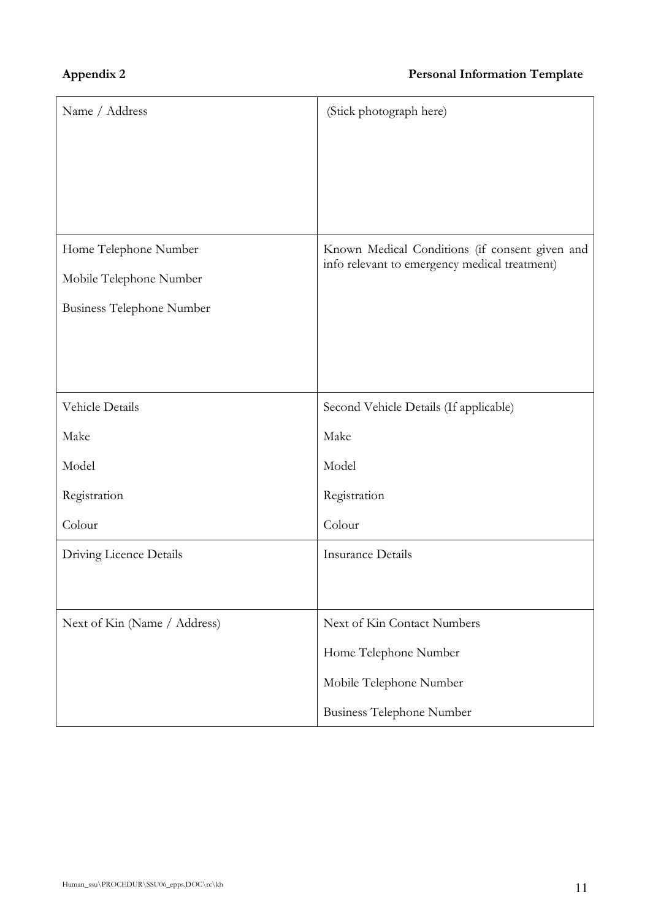**Appendix 2** **Personal Information Template**

| | |
|---|---|
| Name / Address | (Stick photograph here) |
| Home Telephone Number<br>Mobile Telephone Number<br>Business Telephone Number | Known Medical Conditions (if consent given and info relevant to emergency medical treatment) |
| Vehicle Details<br>Make<br>Model<br>Registration<br>Colour | Second Vehicle Details (If applicable)<br>Make<br>Model<br>Registration<br>Colour |
| Driving Licence Details | Insurance Details |
| Next of Kin (Name / Address) | Next of Kin Contact Numbers<br>Home Telephone Number<br>Mobile Telephone Number<br>Business Telephone Number |

Human_ssu\PROCEDUR\SSU06_epps.DOC\rc\kh